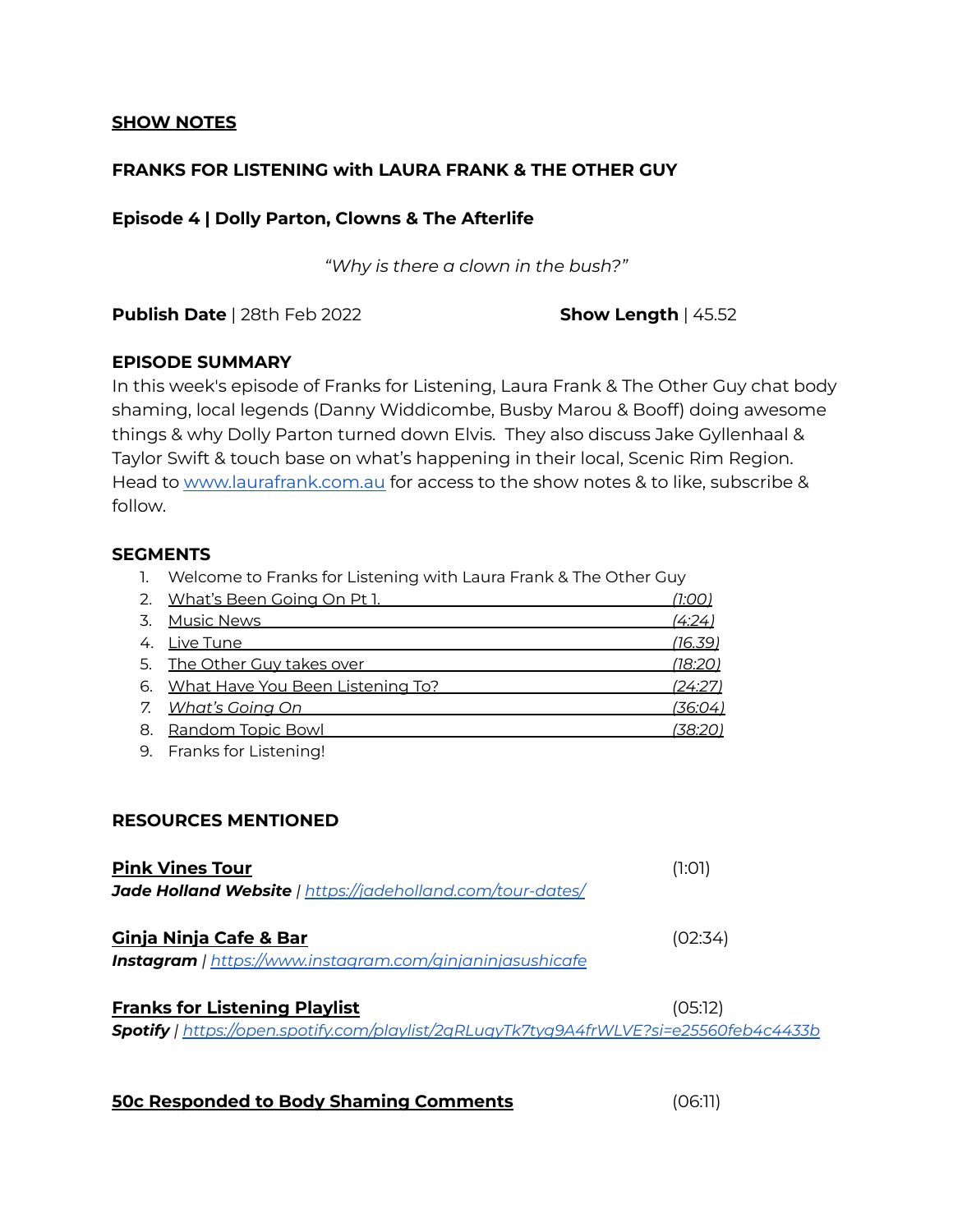**SHOW NOTES**

**FRANKS FOR LISTENING with LAURA FRANK & THE OTHER GUY**

**Episode 4 | Dolly Parton, Clowns & The Afterlife**

*"Why is there a clown in the bush?"*

**Publish Date** | 28th Feb 2022

**Show Length** | 45.52

**EPISODE SUMMARY**

In this week's episode of Franks for Listening, Laura Frank & The Other Guy chat body shaming, local legends (Danny Widdicombe, Busby Marou & Booff) doing awesome things & why Dolly Parton turned down Elvis. They also discuss Jake Gyllenhaal & Taylor Swift & touch base on what's happening in their local, Scenic Rim Region. Head to www.laurafrank.com.au for access to the show notes & to like, subscribe & follow.

**SEGMENTS**

1. Welcome to Franks for Listening with Laura Frank & The Other Guy
2. What's Been Going On Pt 1. (1:00)
3. Music News (4:24)
4. Live Tune (16.39)
5. The Other Guy takes over (18:20)
6. What Have You Been Listening To? (24:27)
7. *What's Going On* (36:04)
8. Random Topic Bowl (38:20)
9. Franks for Listening!

**RESOURCES MENTIONED**

**Pink Vines Tour** (1:01)
***Jade Holland Website*** | *https://jadeholland.com/tour-dates/*

**Ginja Ninja Cafe & Bar** (02:34)
***Instagram*** | *https://www.instagram.com/ginjaninjasushicafe*

**Franks for Listening Playlist** (05:12)
***Spotify*** | *https://open.spotify.com/playlist/2gRLugyTk7tyg9A4frWLVE?si=e25560feb4c4433b*

**50c Responded to Body Shaming Comments** (06:11)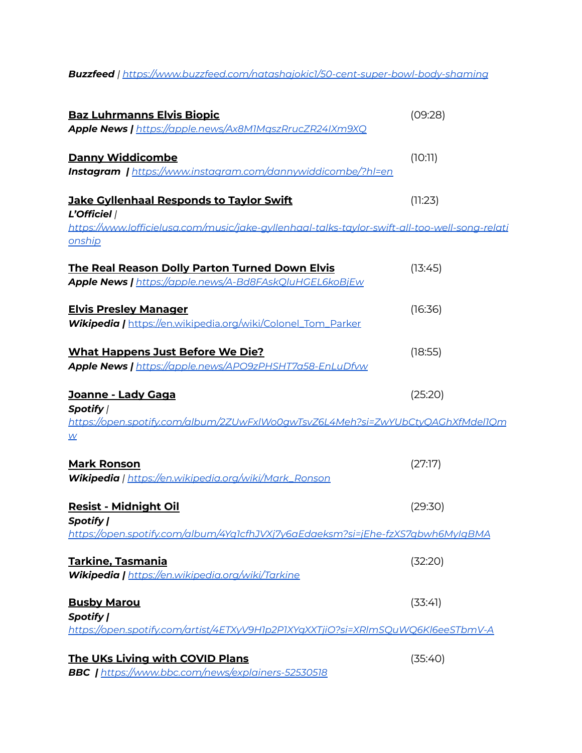***Buzzfeed*** | *https://www.buzzfeed.com/natashajokic1/50-cent-super-bowl-body-shaming*

**Baz Luhrmanns Elvis Biopic** (09:28)
***Apple News |*** *https://apple.news/Ax8M1MqszRrucZR24IXm9XQ*

**Danny Widdicombe** (10:11)
***Instagram |*** *https://www.instagram.com/dannywiddicombe/?hl=en*

**Jake Gyllenhaal Responds to Taylor Swift** (11:23)
***L'Officiel*** |
*https://www.lofficielusa.com/music/jake-gyllenhaal-talks-taylor-swift-all-too-well-song-relationship*

**The Real Reason Dolly Parton Turned Down Elvis** (13:45)
***Apple News |*** *https://apple.news/A-Bd8FAskQluHGEL6koBjEw*

**Elvis Presley Manager** (16:36)
***Wikipedia |*** https://en.wikipedia.org/wiki/Colonel_Tom_Parker

**What Happens Just Before We Die?** (18:55)
***Apple News |*** *https://apple.news/APO9zPHSHT7a58-EnLuDfvw*

**Joanne - Lady Gaga** (25:20)
***Spotify*** |
*https://open.spotify.com/album/2ZUwFxIWo0gwTsvZ6L4Meh?si=ZwYUbCtyQAGhXfMdel1Qmw*

**Mark Ronson** (27:17)
***Wikipedia*** | *https://en.wikipedia.org/wiki/Mark_Ronson*

**Resist - Midnight Oil** (29:30)
***Spotify |***
*https://open.spotify.com/album/4Yq1cfhJVXj7y6aEdaeksm?si=jEhe-fzXS7qbwh6MyIgBMA*

**Tarkine, Tasmania** (32:20)
***Wikipedia |*** *https://en.wikipedia.org/wiki/Tarkine*

**Busby Marou** (33:41)
***Spotify |***
*https://open.spotify.com/artist/4ETXyV9H1p2P1XYgXXTjiO?si=XRlmSQuWQ6Kl6eeSTbmV-A*

**The UKs Living with COVID Plans** (35:40)
***BBC |*** *https://www.bbc.com/news/explainers-52530518*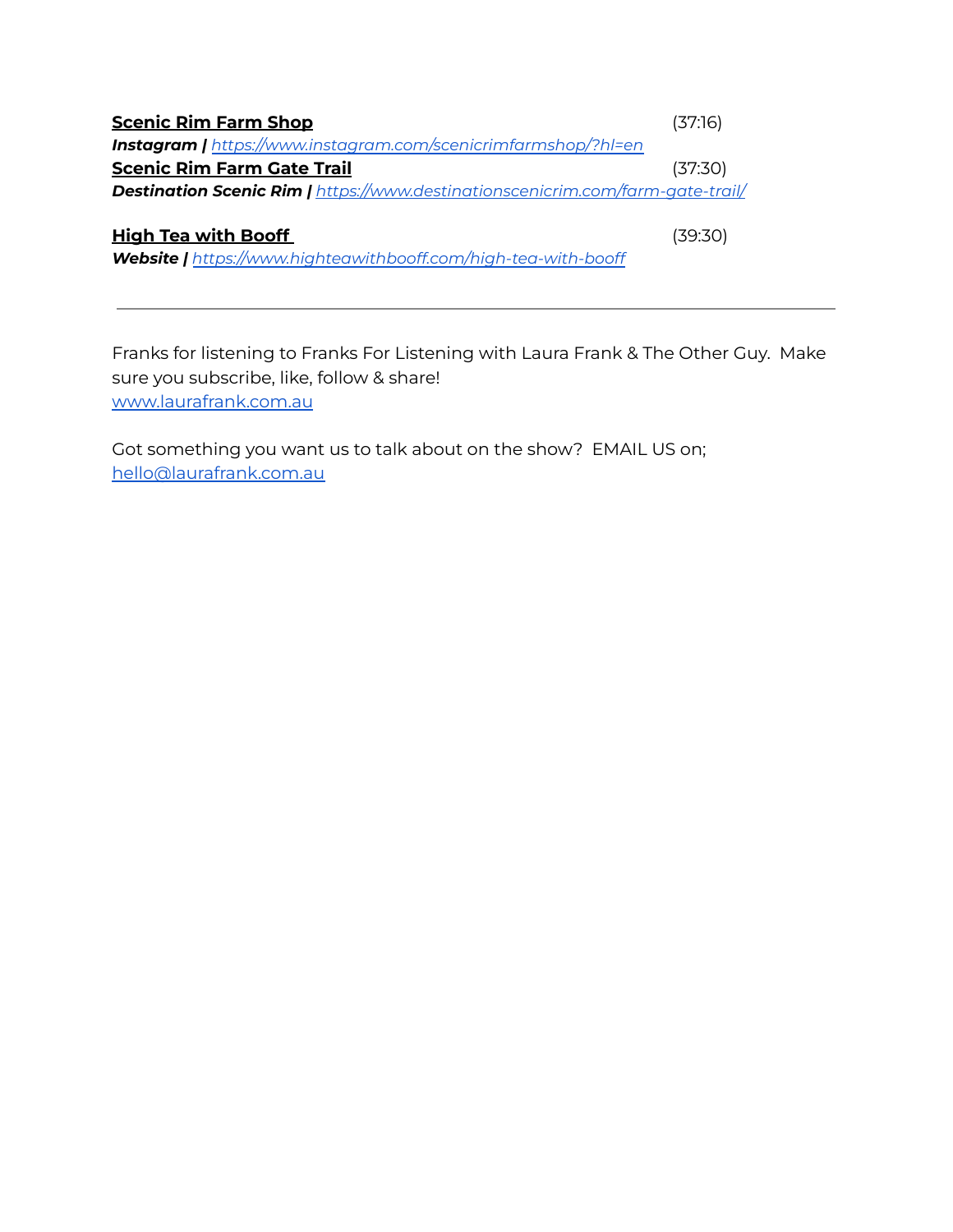**Scenic Rim Farm Shop** (37:16)
***Instagram |*** *https://www.instagram.com/scenicrimfarmshop/?hl=en*

**Scenic Rim Farm Gate Trail** (37:30)
***Destination Scenic Rim |*** *https://www.destinationscenicrim.com/farm-gate-trail/*

**High Tea with Booff** (39:30)
***Website |*** *https://www.highteawithbooff.com/high-tea-with-booff*

---

Franks for listening to Franks For Listening with Laura Frank & The Other Guy. Make sure you subscribe, like, follow & share!
www.laurafrank.com.au

Got something you want us to talk about on the show? EMAIL US on;
hello@laurafrank.com.au